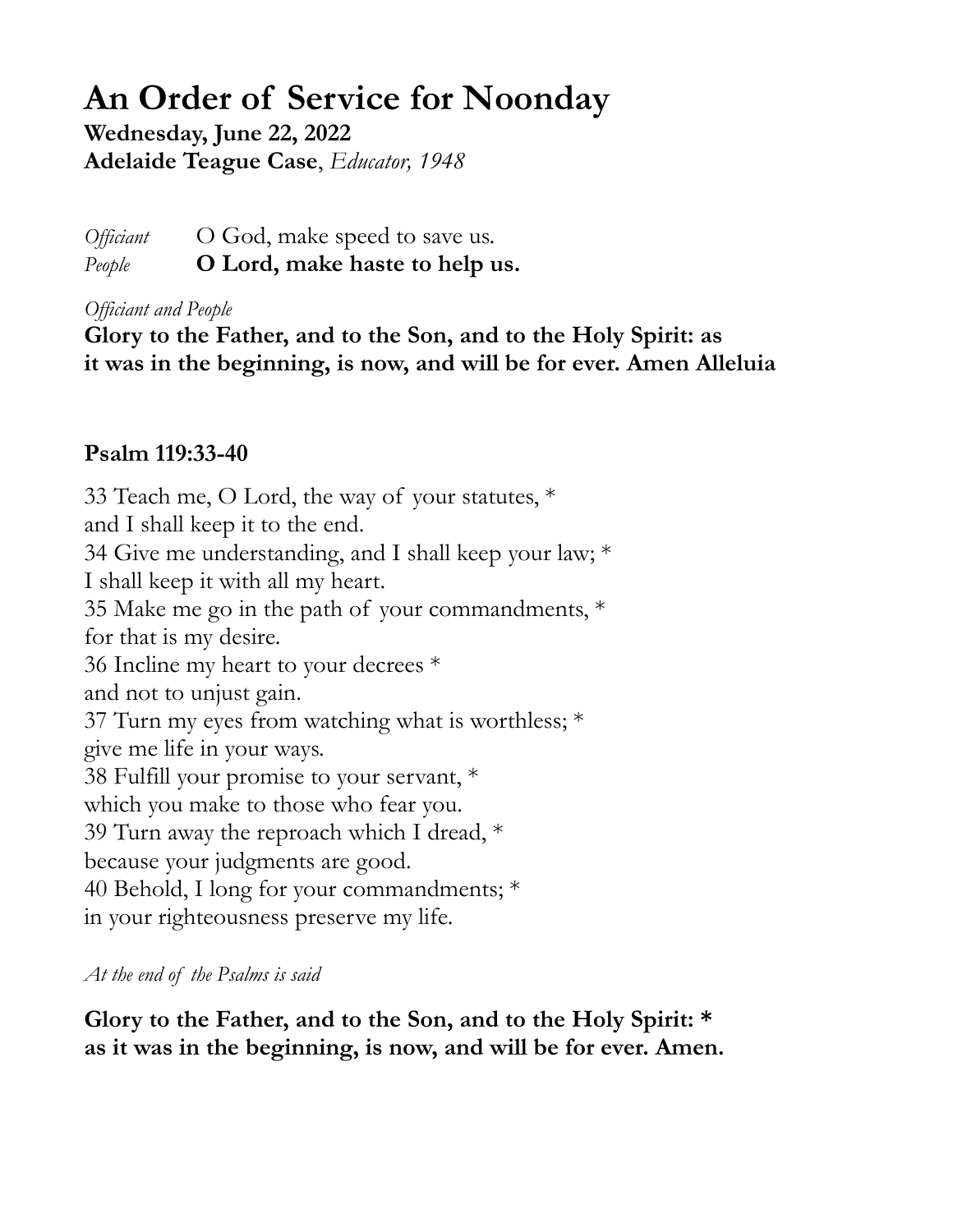# An Order of Service for Noonday

**Wednesday, June 22, 2022**
**Adelaide Teague Case**, *Educator, 1948*

*Officiant* O God, make speed to save us.
*People* **O Lord, make haste to help us.**

*Officiant and People*
**Glory to the Father, and to the Son, and to the Holy Spirit: as it was in the beginning, is now, and will be for ever. Amen Alleluia**

**Psalm 119:33-40**

33 Teach me, O Lord, the way of your statutes, *
and I shall keep it to the end.
34 Give me understanding, and I shall keep your law; *
I shall keep it with all my heart.
35 Make me go in the path of your commandments, *
for that is my desire.
36 Incline my heart to your decrees *
and not to unjust gain.
37 Turn my eyes from watching what is worthless; *
give me life in your ways.
38 Fulfill your promise to your servant, *
which you make to those who fear you.
39 Turn away the reproach which I dread, *
because your judgments are good.
40 Behold, I long for your commandments; *
in your righteousness preserve my life.

*At the end of the Psalms is said*

**Glory to the Father, and to the Son, and to the Holy Spirit: *
as it was in the beginning, is now, and will be for ever. Amen.**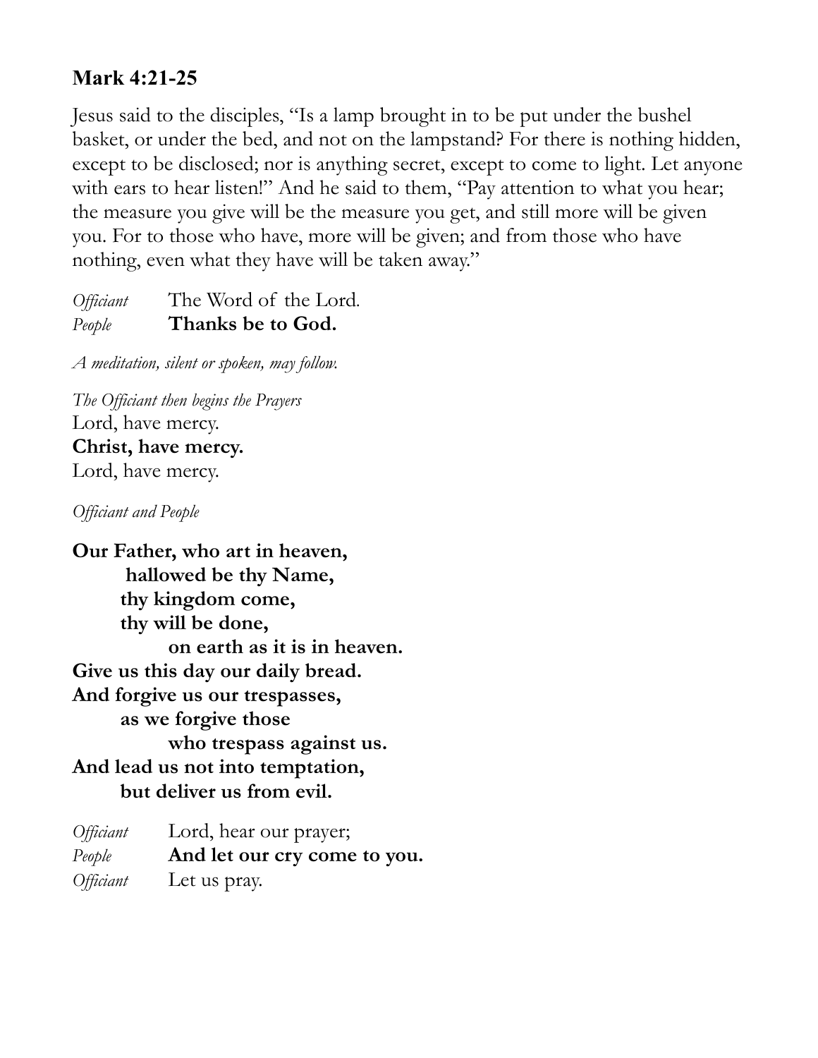**Mark 4:21-25**

Jesus said to the disciples, "Is a lamp brought in to be put under the bushel basket, or under the bed, and not on the lampstand? For there is nothing hidden, except to be disclosed; nor is anything secret, except to come to light. Let anyone with ears to hear listen!" And he said to them, "Pay attention to what you hear; the measure you give will be the measure you get, and still more will be given you. For to those who have, more will be given; and from those who have nothing, even what they have will be taken away."

*Officiant* The Word of the Lord.
*People* **Thanks be to God.**

*A meditation, silent or spoken, may follow.*

*The Officiant then begins the Prayers*
Lord, have mercy.
**Christ, have mercy.**
Lord, have mercy.

*Officiant and People*

**Our Father, who art in heaven,**
**hallowed be thy Name,**
**thy kingdom come,**
**thy will be done,**
**on earth as it is in heaven.**
**Give us this day our daily bread.**
**And forgive us our trespasses,**
**as we forgive those**
**who trespass against us.**
**And lead us not into temptation,**
**but deliver us from evil.**

*Officiant* Lord, hear our prayer;
*People* **And let our cry come to you.**
*Officiant* Let us pray.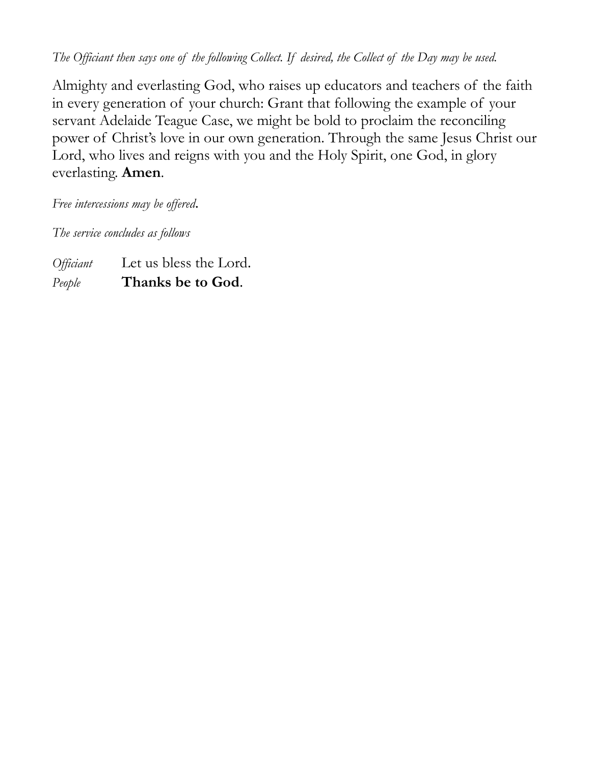*The Officiant then says one of the following Collect. If desired, the Collect of the Day may be used.*

Almighty and everlasting God, who raises up educators and teachers of the faith in every generation of your church: Grant that following the example of your servant Adelaide Teague Case, we might be bold to proclaim the reconciling power of Christ's love in our own generation. Through the same Jesus Christ our Lord, who lives and reigns with you and the Holy Spirit, one God, in glory everlasting. **Amen**.

*Free intercessions may be offered*.

*The service concludes as follows*

*Officiant* Let us bless the Lord.
*People* **Thanks be to God**.